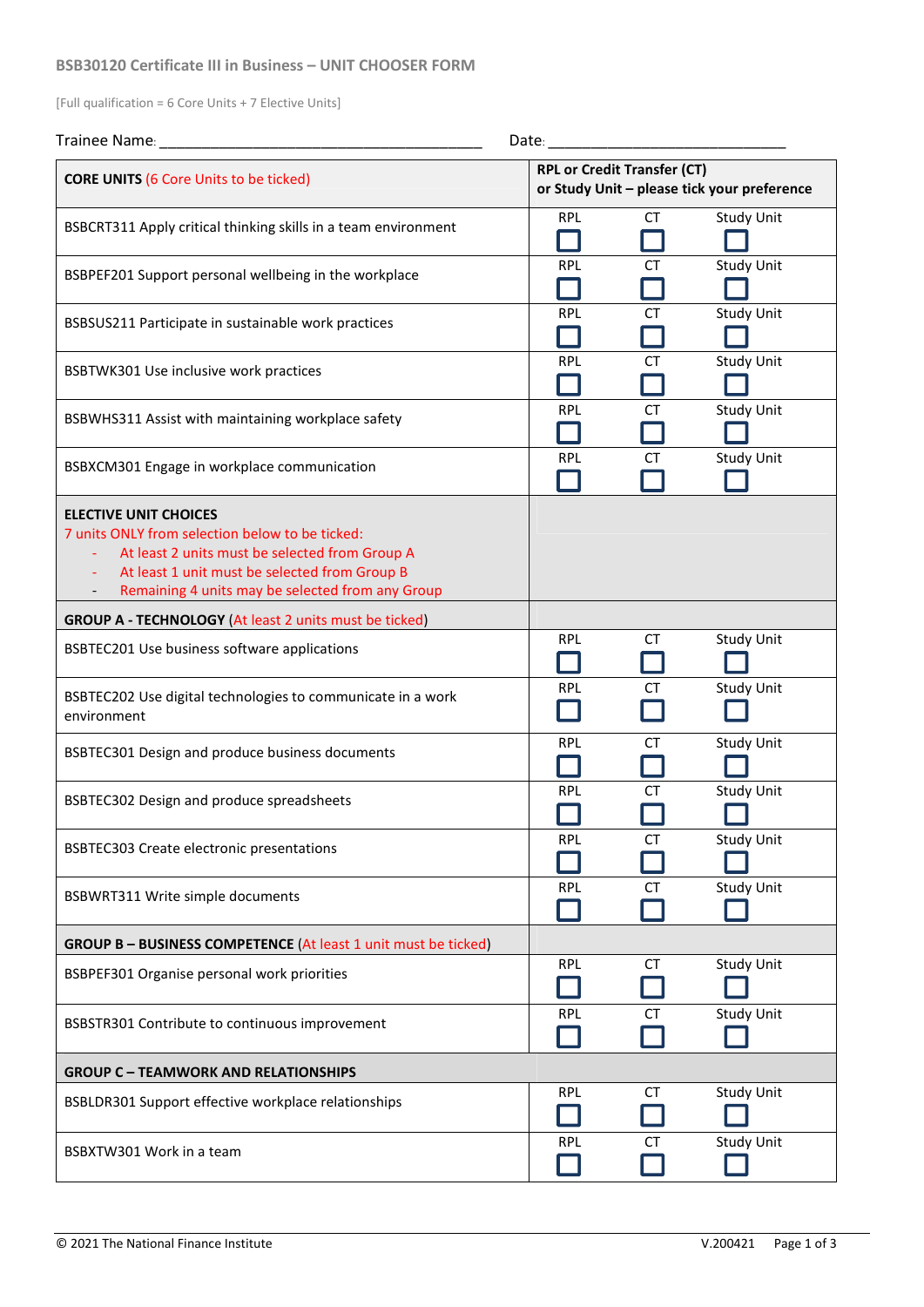# BSB30120 Certificate III in Business – UNIT CHOOSER FORM

[Full qualification = 6 Core Units + 7 Elective Units]

Trainee Name: ______________________________________ Date: ____________________________

| CORE UNITS (6 Core Units to be ticked) | RPL or Credit Transfer (CT) or Study Unit – please tick your preference | | |
|---|---|---|---|
| BSBCRT311 Apply critical thinking skills in a team environment | RPL ☐ | CT ☐ | Study Unit ☐ |
| BSBPEF201 Support personal wellbeing in the workplace | RPL ☐ | CT ☐ | Study Unit ☐ |
| BSBSUS211 Participate in sustainable work practices | RPL ☐ | CT ☐ | Study Unit ☐ |
| BSBTWK301 Use inclusive work practices | RPL ☐ | CT ☐ | Study Unit ☐ |
| BSBWHS311 Assist with maintaining workplace safety | RPL ☐ | CT ☐ | Study Unit ☐ |
| BSBXCM301 Engage in workplace communication | RPL ☐ | CT ☐ | Study Unit ☐ |
| **ELECTIVE UNIT CHOICES**<br>7 units ONLY from selection below to be ticked:<br>- At least 2 units must be selected from Group A<br>- At least 1 unit must be selected from Group B<br>- Remaining 4 units may be selected from any Group | | | |
| **GROUP A - TECHNOLOGY** (At least 2 units must be ticked) | | | |
| BSBTEC201 Use business software applications | RPL ☐ | CT ☐ | Study Unit ☐ |
| BSBTEC202 Use digital technologies to communicate in a work environment | RPL ☐ | CT ☐ | Study Unit ☐ |
| BSBTEC301 Design and produce business documents | RPL ☐ | CT ☐ | Study Unit ☐ |
| BSBTEC302 Design and produce spreadsheets | RPL ☐ | CT ☐ | Study Unit ☐ |
| BSBTEC303 Create electronic presentations | RPL ☐ | CT ☐ | Study Unit ☐ |
| BSBWRT311 Write simple documents | RPL ☐ | CT ☐ | Study Unit ☐ |
| **GROUP B – BUSINESS COMPETENCE** (At least 1 unit must be ticked) | | | |
| BSBPEF301 Organise personal work priorities | RPL ☐ | CT ☐ | Study Unit ☐ |
| BSBSTR301 Contribute to continuous improvement | RPL ☐ | CT ☐ | Study Unit ☐ |
| **GROUP C – TEAMWORK AND RELATIONSHIPS** | | | |
| BSBLDR301 Support effective workplace relationships | RPL ☐ | CT ☐ | Study Unit ☐ |
| BSBXTW301 Work in a team | RPL ☐ | CT ☐ | Study Unit ☐ |

© 2021 The National Finance Institute V.200421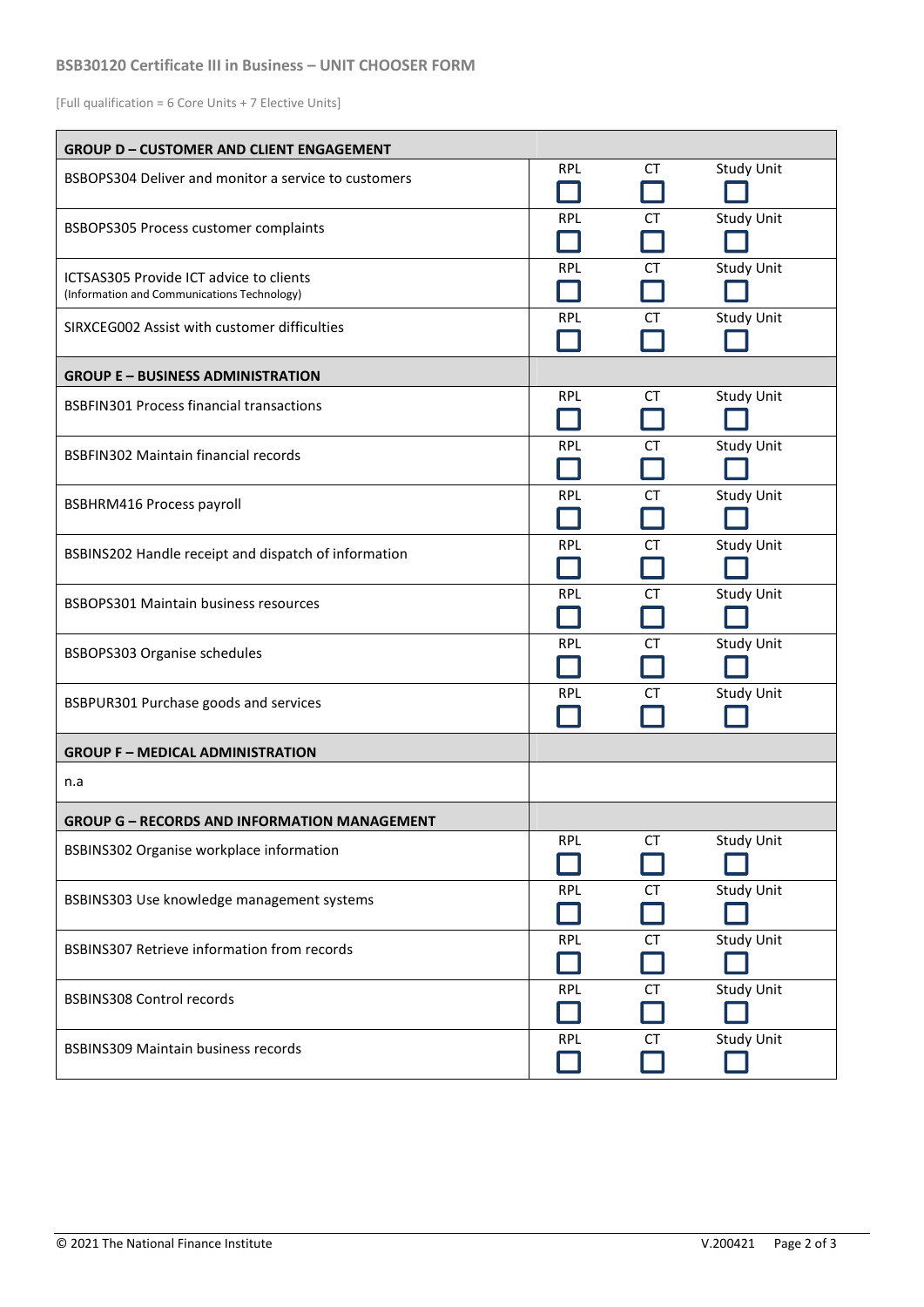**BSB30120 Certificate III in Business – UNIT CHOOSER FORM**

[Full qualification = 6 Core Units + 7 Elective Units]

| | | | |
|---|---|---|---|
| **GROUP D – CUSTOMER AND CLIENT ENGAGEMENT** | | | |
| BSBOPS304 Deliver and monitor a service to customers | RPL ☐ | CT ☐ | Study Unit ☐ |
| BSBOPS305 Process customer complaints | RPL ☐ | CT ☐ | Study Unit ☐ |
| ICTSAS305 Provide ICT advice to clients (Information and Communications Technology) | RPL ☐ | CT ☐ | Study Unit ☐ |
| SIRXCEG002 Assist with customer difficulties | RPL ☐ | CT ☐ | Study Unit ☐ |
| **GROUP E – BUSINESS ADMINISTRATION** | | | |
| BSBFIN301 Process financial transactions | RPL ☐ | CT ☐ | Study Unit ☐ |
| BSBFIN302 Maintain financial records | RPL ☐ | CT ☐ | Study Unit ☐ |
| BSBHRM416 Process payroll | RPL ☐ | CT ☐ | Study Unit ☐ |
| BSBINS202 Handle receipt and dispatch of information | RPL ☐ | CT ☐ | Study Unit ☐ |
| BSBOPS301 Maintain business resources | RPL ☐ | CT ☐ | Study Unit ☐ |
| BSBOPS303 Organise schedules | RPL ☐ | CT ☐ | Study Unit ☐ |
| BSBPUR301 Purchase goods and services | RPL ☐ | CT ☐ | Study Unit ☐ |
| **GROUP F – MEDICAL ADMINISTRATION** | | | |
| n.a | | | |
| **GROUP G – RECORDS AND INFORMATION MANAGEMENT** | | | |
| BSBINS302 Organise workplace information | RPL ☐ | CT ☐ | Study Unit ☐ |
| BSBINS303 Use knowledge management systems | RPL ☐ | CT ☐ | Study Unit ☐ |
| BSBINS307 Retrieve information from records | RPL ☐ | CT ☐ | Study Unit ☐ |
| BSBINS308 Control records | RPL ☐ | CT ☐ | Study Unit ☐ |
| BSBINS309 Maintain business records | RPL ☐ | CT ☐ | Study Unit ☐ |

© 2021 The National Finance Institute V.200421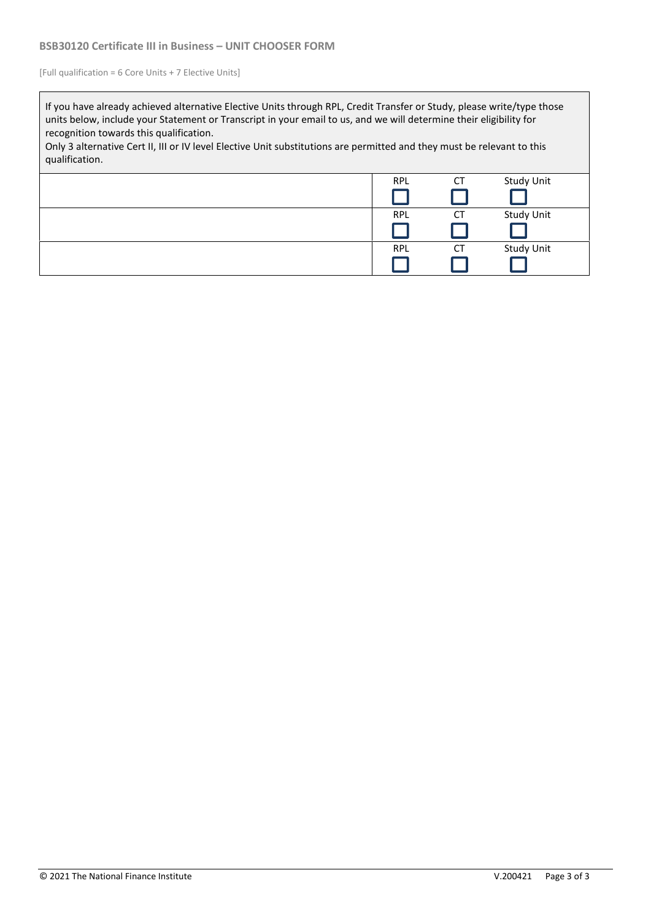**BSB30120 Certificate III in Business – UNIT CHOOSER FORM**

[Full qualification = 6 Core Units + 7 Elective Units]

If you have already achieved alternative Elective Units through RPL, Credit Transfer or Study, please write/type those units below, include your Statement or Transcript in your email to us, and we will determine their eligibility for recognition towards this qualification.
Only 3 alternative Cert II, III or IV level Elective Unit substitutions are permitted and they must be relevant to this qualification.

| | | | |
|---|---|---|---|
| | RPL ☐ | CT ☐ | Study Unit ☐ |
| | RPL ☐ | CT ☐ | Study Unit ☐ |
| | RPL ☐ | CT ☐ | Study Unit ☐ |

© 2021 The National Finance Institute V.200421